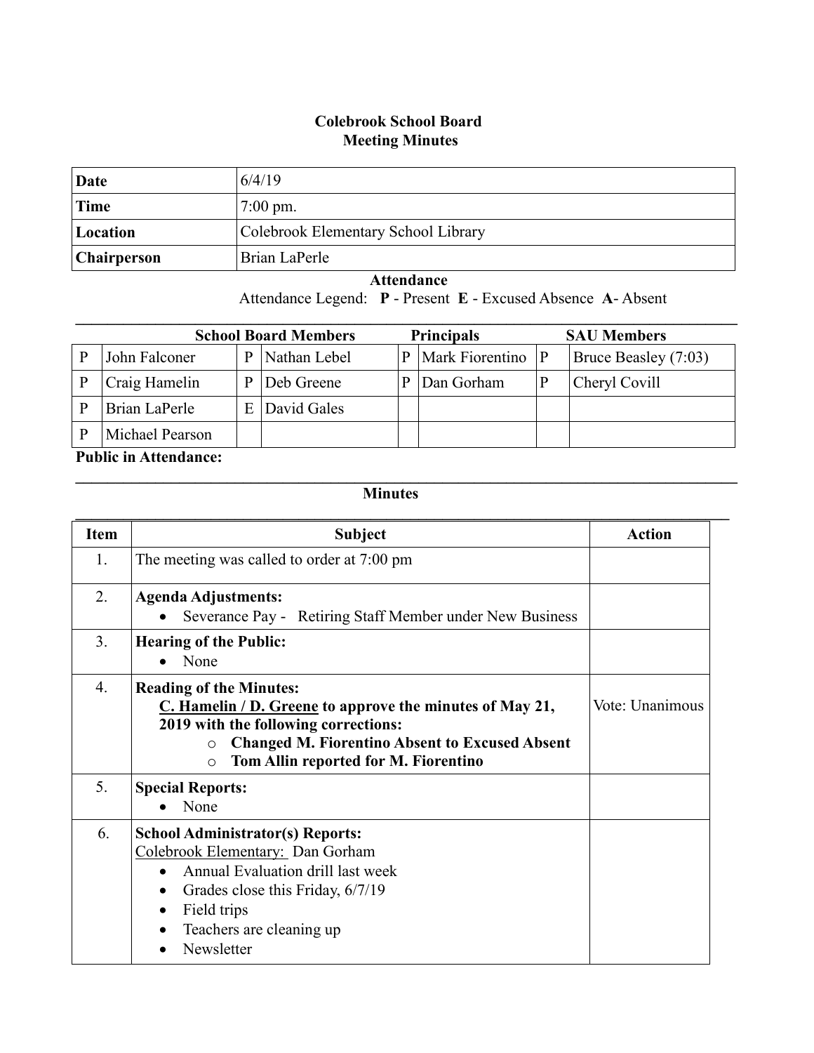# Colebrook School Board
## Meeting Minutes

| | |
|---|---|
| **Date** | 6/4/19 |
| **Time** | 7:00 pm. |
| **Location** | Colebrook Elementary School Library |
| **Chairperson** | Brian LaPerle |

### Attendance

Attendance Legend: **P** - Present **E** - Excused Absence **A**- Absent

| School Board Members | | | | Principals | | SAU Members | |
|---|---|---|---|---|---|---|---|
| P | John Falconer | P | Nathan Lebel | P | Mark Fiorentino | P | Bruce Beasley (7:03) |
| P | Craig Hamelin | P | Deb Greene | P | Dan Gorham | P | Cheryl Covill |
| P | Brian LaPerle | E | David Gales | | | | |
| P | Michael Pearson | | | | | | |

**Public in Attendance:**

### Minutes

| Item | Subject | Action |
|---|---|---|
| 1. | The meeting was called to order at 7:00 pm | |
| 2. | **Agenda Adjustments:**<br>• Severance Pay - Retiring Staff Member under New Business | |
| 3. | **Hearing of the Public:**<br>• None | |
| 4. | **Reading of the Minutes:**<br>**C. Hamelin / D. Greene to approve the minutes of May 21, 2019 with the following corrections:**<br>○ **Changed M. Fiorentino Absent to Excused Absent**<br>○ **Tom Allin reported for M. Fiorentino** | Vote: Unanimous |
| 5. | **Special Reports:**<br>• None | |
| 6. | **School Administrator(s) Reports:**<br>Colebrook Elementary: Dan Gorham<br>• Annual Evaluation drill last week<br>• Grades close this Friday, 6/7/19<br>• Field trips<br>• Teachers are cleaning up<br>• Newsletter | |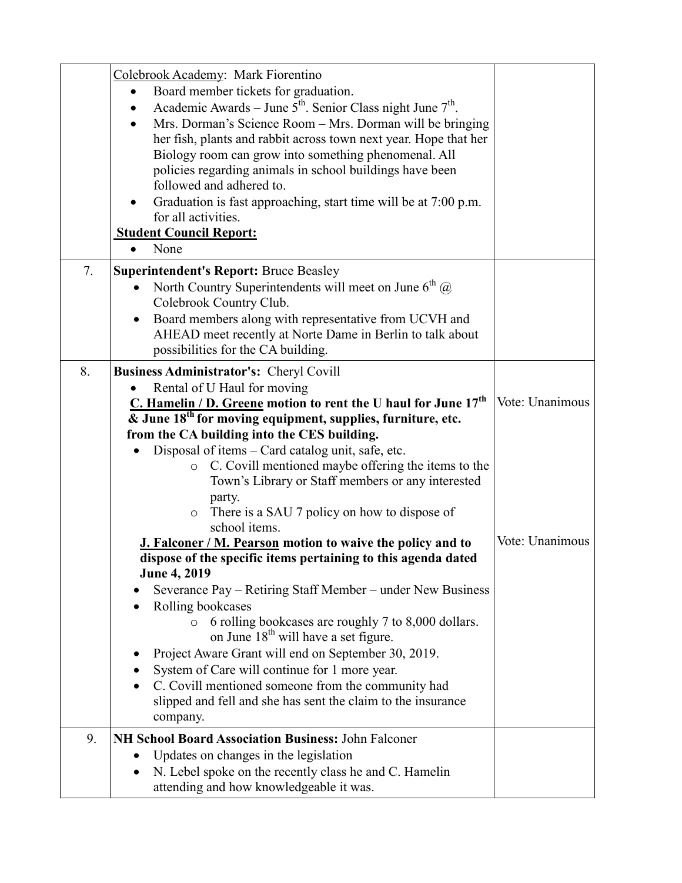| | | |
|---|---|---|
| | Colebrook Academy: Mark Fiorentino<br>• Board member tickets for graduation.<br>• Academic Awards – June 5th. Senior Class night June 7th.<br>• Mrs. Dorman's Science Room – Mrs. Dorman will be bringing her fish, plants and rabbit across town next year. Hope that her Biology room can grow into something phenomenal. All policies regarding animals in school buildings have been followed and adhered to.<br>• Graduation is fast approaching, start time will be at 7:00 p.m. for all activities.<br>**Student Council Report:**<br>• None | |
| 7. | **Superintendent's Report:** Bruce Beasley<br>• North Country Superintendents will meet on June 6th @ Colebrook Country Club.<br>• Board members along with representative from UCVH and AHEAD meet recently at Norte Dame in Berlin to talk about possibilities for the CA building. | |
| 8. | **Business Administrator's:** Cheryl Covill<br>• Rental of U Haul for moving<br>**C. Hamelin / D. Greene motion to rent the U haul for June 17th & June 18th for moving equipment, supplies, furniture, etc. from the CA building into the CES building.**<br>• Disposal of items – Card catalog unit, safe, etc.<br>  ○ C. Covill mentioned maybe offering the items to the Town's Library or Staff members or any interested party.<br>  ○ There is a SAU 7 policy on how to dispose of school items.<br>**J. Falconer / M. Pearson motion to waive the policy and to dispose of the specific items pertaining to this agenda dated June 4, 2019**<br>• Severance Pay – Retiring Staff Member – under New Business<br>• Rolling bookcases<br>  ○ 6 rolling bookcases are roughly 7 to 8,000 dollars. on June 18th will have a set figure.<br>• Project Aware Grant will end on September 30, 2019.<br>• System of Care will continue for 1 more year.<br>• C. Covill mentioned someone from the community had slipped and fell and she has sent the claim to the insurance company. | Vote: Unanimous<br><br>Vote: Unanimous |
| 9. | **NH School Board Association Business:** John Falconer<br>• Updates on changes in the legislation<br>• N. Lebel spoke on the recently class he and C. Hamelin attending and how knowledgeable it was. | |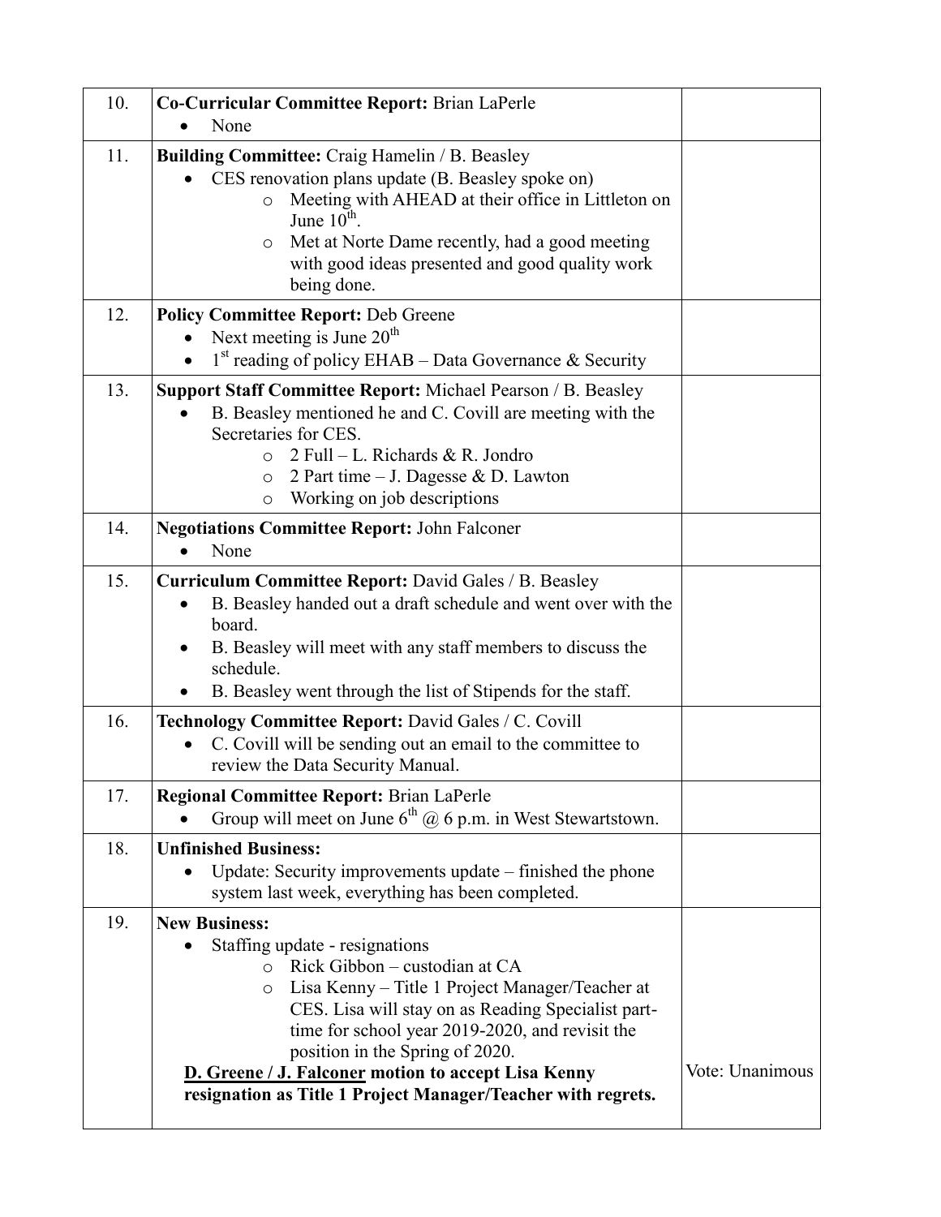| | | |
|---|---|---|
| 10. | **Co-Curricular Committee Report:** Brian LaPerle<br>• None | |
| 11. | **Building Committee:** Craig Hamelin / B. Beasley<br>• CES renovation plans update (B. Beasley spoke on)<br>  ○ Meeting with AHEAD at their office in Littleton on June 10th.<br>  ○ Met at Norte Dame recently, had a good meeting with good ideas presented and good quality work being done. | |
| 12. | **Policy Committee Report:** Deb Greene<br>• Next meeting is June 20th<br>• 1st reading of policy EHAB – Data Governance & Security | |
| 13. | **Support Staff Committee Report:** Michael Pearson / B. Beasley<br>• B. Beasley mentioned he and C. Covill are meeting with the Secretaries for CES.<br>  ○ 2 Full – L. Richards & R. Jondro<br>  ○ 2 Part time – J. Dagesse & D. Lawton<br>  ○ Working on job descriptions | |
| 14. | **Negotiations Committee Report:** John Falconer<br>• None | |
| 15. | **Curriculum Committee Report:** David Gales / B. Beasley<br>• B. Beasley handed out a draft schedule and went over with the board.<br>• B. Beasley will meet with any staff members to discuss the schedule.<br>• B. Beasley went through the list of Stipends for the staff. | |
| 16. | **Technology Committee Report:** David Gales / C. Covill<br>• C. Covill will be sending out an email to the committee to review the Data Security Manual. | |
| 17. | **Regional Committee Report:** Brian LaPerle<br>• Group will meet on June 6th @ 6 p.m. in West Stewartstown. | |
| 18. | **Unfinished Business:**<br>• Update: Security improvements update – finished the phone system last week, everything has been completed. | |
| 19. | **New Business:**<br>• Staffing update - resignations<br>  ○ Rick Gibbon – custodian at CA<br>  ○ Lisa Kenny – Title 1 Project Manager/Teacher at CES. Lisa will stay on as Reading Specialist part-time for school year 2019-2020, and revisit the position in the Spring of 2020.<br>**D. Greene / J. Falconer motion to accept Lisa Kenny resignation as Title 1 Project Manager/Teacher with regrets.** | Vote: Unanimous |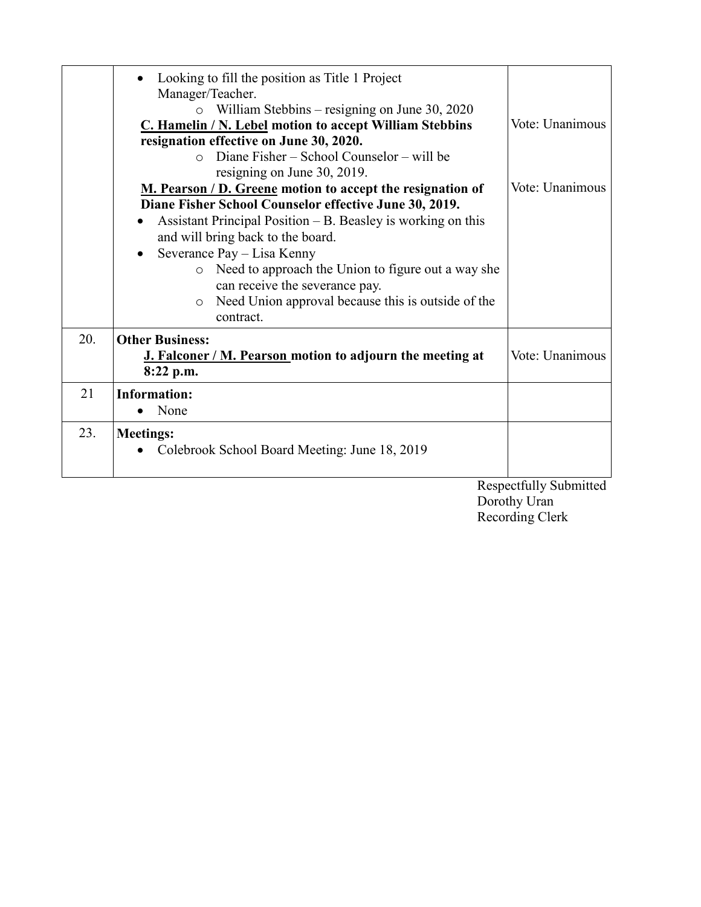| | | |
|---|---|---|
| | • Looking to fill the position as Title 1 Project Manager/Teacher.<br>  ○ William Stebbins – resigning on June 30, 2020<br>**C. Hamelin / N. Lebel motion to accept William Stebbins resignation effective on June 30, 2020.**<br>  ○ Diane Fisher – School Counselor – will be resigning on June 30, 2019.<br>**M. Pearson / D. Greene motion to accept the resignation of Diane Fisher School Counselor effective June 30, 2019.**<br>• Assistant Principal Position – B. Beasley is working on this and will bring back to the board.<br>• Severance Pay – Lisa Kenny<br>  ○ Need to approach the Union to figure out a way she can receive the severance pay.<br>  ○ Need Union approval because this is outside of the contract. | Vote: Unanimous<br><br>Vote: Unanimous |
| 20. | **Other Business:**<br>**J. Falconer / M. Pearson motion to adjourn the meeting at 8:22 p.m.** | Vote: Unanimous |
| 21 | **Information:**<br>• None | |
| 23. | **Meetings:**<br>• Colebrook School Board Meeting: June 18, 2019 | |

Respectfully Submitted
Dorothy Uran
Recording Clerk